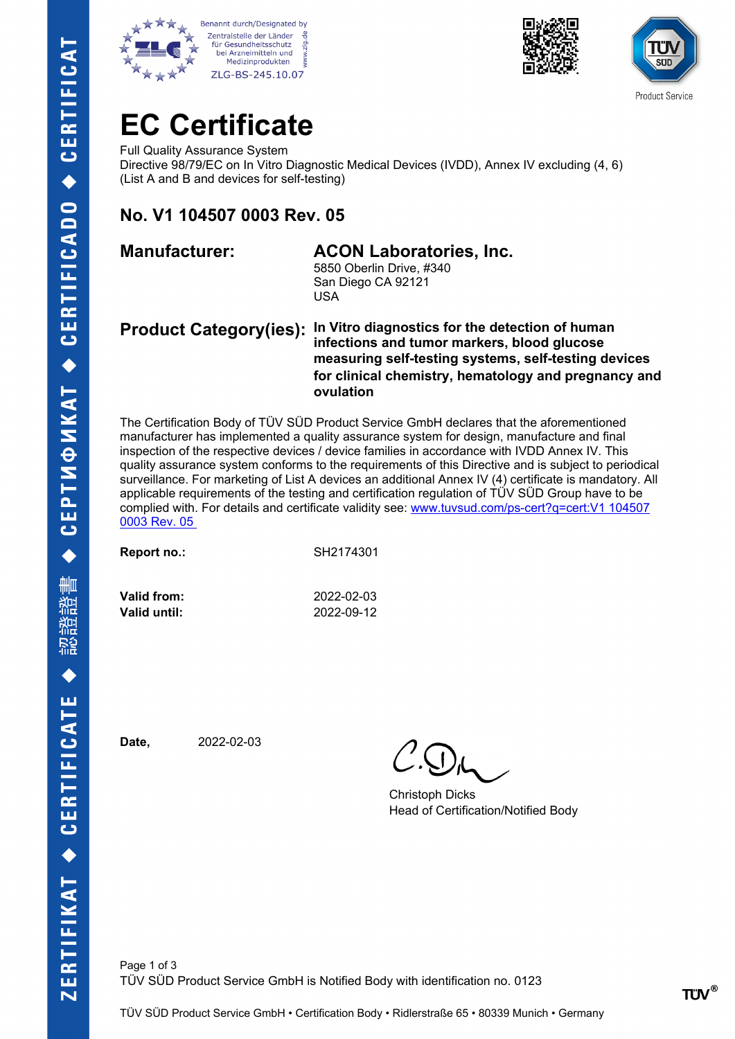Benannt durch/Designated by
Zentralstelle der Länder für Gesundheitsschutz bei Arzneimitteln und Medizinprodukten
ZLG-BS-245.10.07

Product Service

# EC Certificate

Full Quality Assurance System
Directive 98/79/EC on In Vitro Diagnostic Medical Devices (IVDD), Annex IV excluding (4, 6)
(List A and B and devices for self-testing)

## No. V1 104507 0003 Rev. 05

**Manufacturer:** **ACON Laboratories, Inc.**
5850 Oberlin Drive, #340
San Diego CA 92121
USA

**Product Category(ies):** **In Vitro diagnostics for the detection of human infections and tumor markers, blood glucose measuring self-testing systems, self-testing devices for clinical chemistry, hematology and pregnancy and ovulation**

The Certification Body of TÜV SÜD Product Service GmbH declares that the aforementioned manufacturer has implemented a quality assurance system for design, manufacture and final inspection of the respective devices / device families in accordance with IVDD Annex IV. This quality assurance system conforms to the requirements of this Directive and is subject to periodical surveillance. For marketing of List A devices an additional Annex IV (4) certificate is mandatory. All applicable requirements of the testing and certification regulation of TÜV SÜD Group have to be complied with. For details and certificate validity see: www.tuvsud.com/ps-cert?q=cert:V1 104507 0003 Rev. 05

**Report no.:** SH2174301

**Valid from:** 2022-02-03
**Valid until:** 2022-09-12

**Date,** 2022-02-03

Christoph Dicks
Head of Certification/Notified Body

TÜV SÜD Product Service GmbH is Notified Body with identification no. 0123

TÜV SÜD Product Service GmbH • Certification Body • Ridlerstraße 65 • 80339 Munich • Germany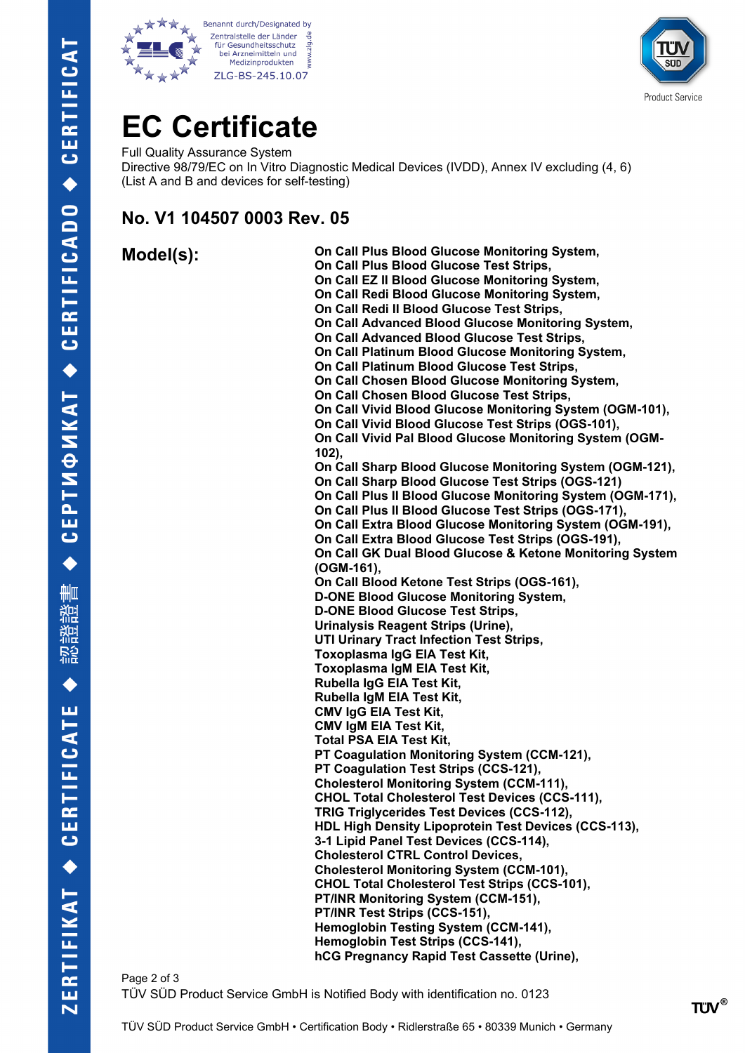Benannt durch/Designated by
Zentralstelle der Länder für Gesundheitsschutz bei Arzneimitteln und Medizinprodukten
ZLG-BS-245.10.07

# EC Certificate

Full Quality Assurance System
Directive 98/79/EC on In Vitro Diagnostic Medical Devices (IVDD), Annex IV excluding (4, 6)
(List A and B and devices for self-testing)

## No. V1 104507 0003 Rev. 05

**Model(s):**

**On Call Plus Blood Glucose Monitoring System,**
**On Call Plus Blood Glucose Test Strips,**
**On Call EZ II Blood Glucose Monitoring System,**
**On Call Redi Blood Glucose Monitoring System,**
**On Call Redi II Blood Glucose Test Strips,**
**On Call Advanced Blood Glucose Monitoring System,**
**On Call Advanced Blood Glucose Test Strips,**
**On Call Platinum Blood Glucose Monitoring System,**
**On Call Platinum Blood Glucose Test Strips,**
**On Call Chosen Blood Glucose Monitoring System,**
**On Call Chosen Blood Glucose Test Strips,**
**On Call Vivid Blood Glucose Monitoring System (OGM-101),**
**On Call Vivid Blood Glucose Test Strips (OGS-101),**
**On Call Vivid Pal Blood Glucose Monitoring System (OGM-102),**
**On Call Sharp Blood Glucose Monitoring System (OGM-121),**
**On Call Sharp Blood Glucose Test Strips (OGS-121)**
**On Call Plus II Blood Glucose Monitoring System (OGM-171),**
**On Call Plus II Blood Glucose Test Strips (OGS-171),**
**On Call Extra Blood Glucose Monitoring System (OGM-191),**
**On Call Extra Blood Glucose Test Strips (OGS-191),**
**On Call GK Dual Blood Glucose & Ketone Monitoring System (OGM-161),**
**On Call Blood Ketone Test Strips (OGS-161),**
**D-ONE Blood Glucose Monitoring System,**
**D-ONE Blood Glucose Test Strips,**
**Urinalysis Reagent Strips (Urine),**
**UTI Urinary Tract Infection Test Strips,**
**Toxoplasma IgG EIA Test Kit,**
**Toxoplasma IgM EIA Test Kit,**
**Rubella IgG EIA Test Kit,**
**Rubella IgM EIA Test Kit,**
**CMV IgG EIA Test Kit,**
**CMV IgM EIA Test Kit,**
**Total PSA EIA Test Kit,**
**PT Coagulation Monitoring System (CCM-121),**
**PT Coagulation Test Strips (CCS-121),**
**Cholesterol Monitoring System (CCM-111),**
**CHOL Total Cholesterol Test Devices (CCS-111),**
**TRIG Triglycerides Test Devices (CCS-112),**
**HDL High Density Lipoprotein Test Devices (CCS-113),**
**3-1 Lipid Panel Test Devices (CCS-114),**
**Cholesterol CTRL Control Devices,**
**Cholesterol Monitoring System (CCM-101),**
**CHOL Total Cholesterol Test Strips (CCS-101),**
**PT/INR Monitoring System (CCM-151),**
**PT/INR Test Strips (CCS-151),**
**Hemoglobin Testing System (CCM-141),**
**Hemoglobin Test Strips (CCS-141),**
**hCG Pregnancy Rapid Test Cassette (Urine),**

TÜV SÜD Product Service GmbH is Notified Body with identification no. 0123

TÜV SÜD Product Service GmbH • Certification Body • Ridlerstraße 65 • 80339 Munich • Germany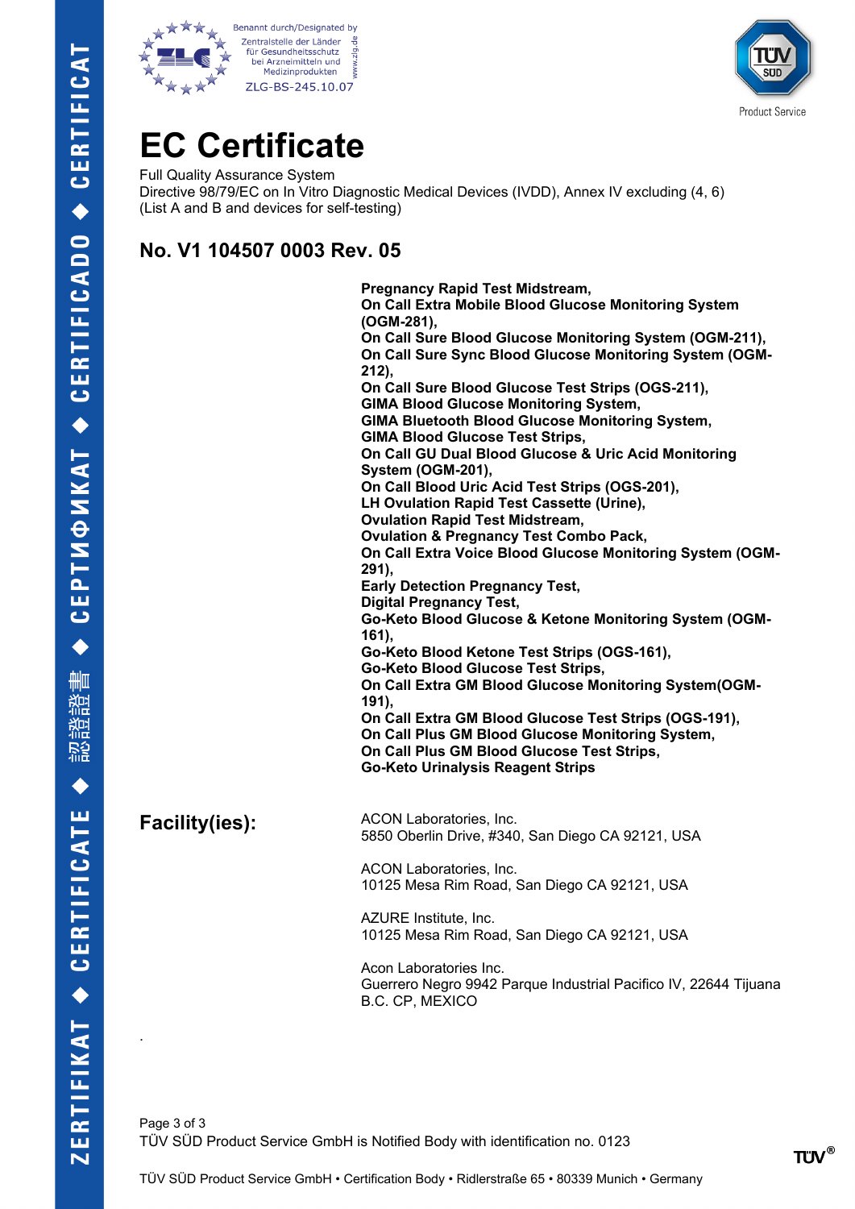Benannt durch/Designated by
Zentralstelle der Länder für Gesundheitsschutz bei Arzneimitteln und Medizinprodukten
ZLG-BS-245.10.07

Product Service

# EC Certificate

Full Quality Assurance System
Directive 98/79/EC on In Vitro Diagnostic Medical Devices (IVDD), Annex IV excluding (4, 6)
(List A and B and devices for self-testing)

## No. V1 104507 0003 Rev. 05

**Pregnancy Rapid Test Midstream,
On Call Extra Mobile Blood Glucose Monitoring System (OGM-281),
On Call Sure Blood Glucose Monitoring System (OGM-211),
On Call Sure Sync Blood Glucose Monitoring System (OGM-212),
On Call Sure Blood Glucose Test Strips (OGS-211),
GIMA Blood Glucose Monitoring System,
GIMA Bluetooth Blood Glucose Monitoring System,
GIMA Blood Glucose Test Strips,
On Call GU Dual Blood Glucose & Uric Acid Monitoring System (OGM-201),
On Call Blood Uric Acid Test Strips (OGS-201),
LH Ovulation Rapid Test Cassette (Urine),
Ovulation Rapid Test Midstream,
Ovulation & Pregnancy Test Combo Pack,
On Call Extra Voice Blood Glucose Monitoring System (OGM-291),
Early Detection Pregnancy Test,
Digital Pregnancy Test,
Go-Keto Blood Glucose & Ketone Monitoring System (OGM-161),
Go-Keto Blood Ketone Test Strips (OGS-161),
Go-Keto Blood Glucose Test Strips,
On Call Extra GM Blood Glucose Monitoring System(OGM-191),
On Call Extra GM Blood Glucose Test Strips (OGS-191),
On Call Plus GM Blood Glucose Monitoring System,
On Call Plus GM Blood Glucose Test Strips,
Go-Keto Urinalysis Reagent Strips**

**Facility(ies):**

ACON Laboratories, Inc.
5850 Oberlin Drive, #340, San Diego CA 92121, USA

ACON Laboratories, Inc.
10125 Mesa Rim Road, San Diego CA 92121, USA

AZURE Institute, Inc.
10125 Mesa Rim Road, San Diego CA 92121, USA

Acon Laboratories Inc.
Guerrero Negro 9942 Parque Industrial Pacifico IV, 22644 Tijuana B.C. CP, MEXICO

TÜV SÜD Product Service GmbH is Notified Body with identification no. 0123

TÜV SÜD Product Service GmbH • Certification Body • Ridlerstraße 65 • 80339 Munich • Germany